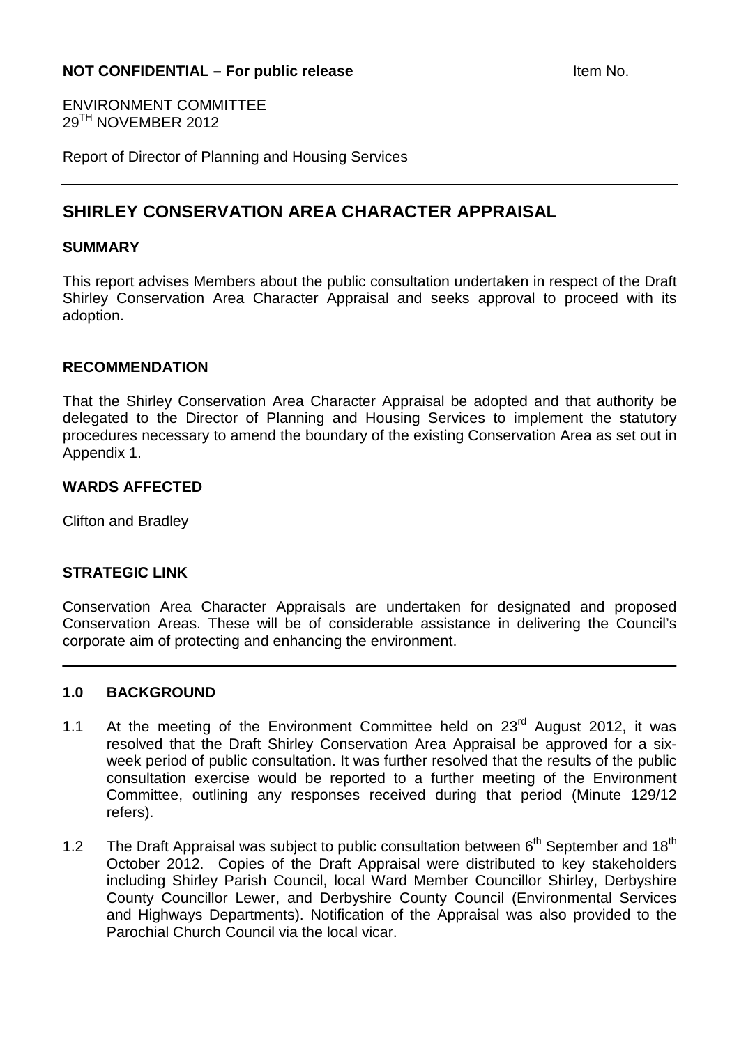**NOT CONFIDENTIAL – For public release** Item No.

ENVIRONMENT COMMITTEE
29TH NOVEMBER 2012

Report of Director of Planning and Housing Services

---

# SHIRLEY CONSERVATION AREA CHARACTER APPRAISAL

## SUMMARY

This report advises Members about the public consultation undertaken in respect of the Draft Shirley Conservation Area Character Appraisal and seeks approval to proceed with its adoption.

## RECOMMENDATION

That the Shirley Conservation Area Character Appraisal be adopted and that authority be delegated to the Director of Planning and Housing Services to implement the statutory procedures necessary to amend the boundary of the existing Conservation Area as set out in Appendix 1.

## WARDS AFFECTED

Clifton and Bradley

## STRATEGIC LINK

Conservation Area Character Appraisals are undertaken for designated and proposed Conservation Areas. These will be of considerable assistance in delivering the Council's corporate aim of protecting and enhancing the environment.

---

## 1.0 BACKGROUND

1.1 At the meeting of the Environment Committee held on 23rd August 2012, it was resolved that the Draft Shirley Conservation Area Appraisal be approved for a six-week period of public consultation. It was further resolved that the results of the public consultation exercise would be reported to a further meeting of the Environment Committee, outlining any responses received during that period (Minute 129/12 refers).

1.2 The Draft Appraisal was subject to public consultation between 6th September and 18th October 2012. Copies of the Draft Appraisal were distributed to key stakeholders including Shirley Parish Council, local Ward Member Councillor Shirley, Derbyshire County Councillor Lewer, and Derbyshire County Council (Environmental Services and Highways Departments). Notification of the Appraisal was also provided to the Parochial Church Council via the local vicar.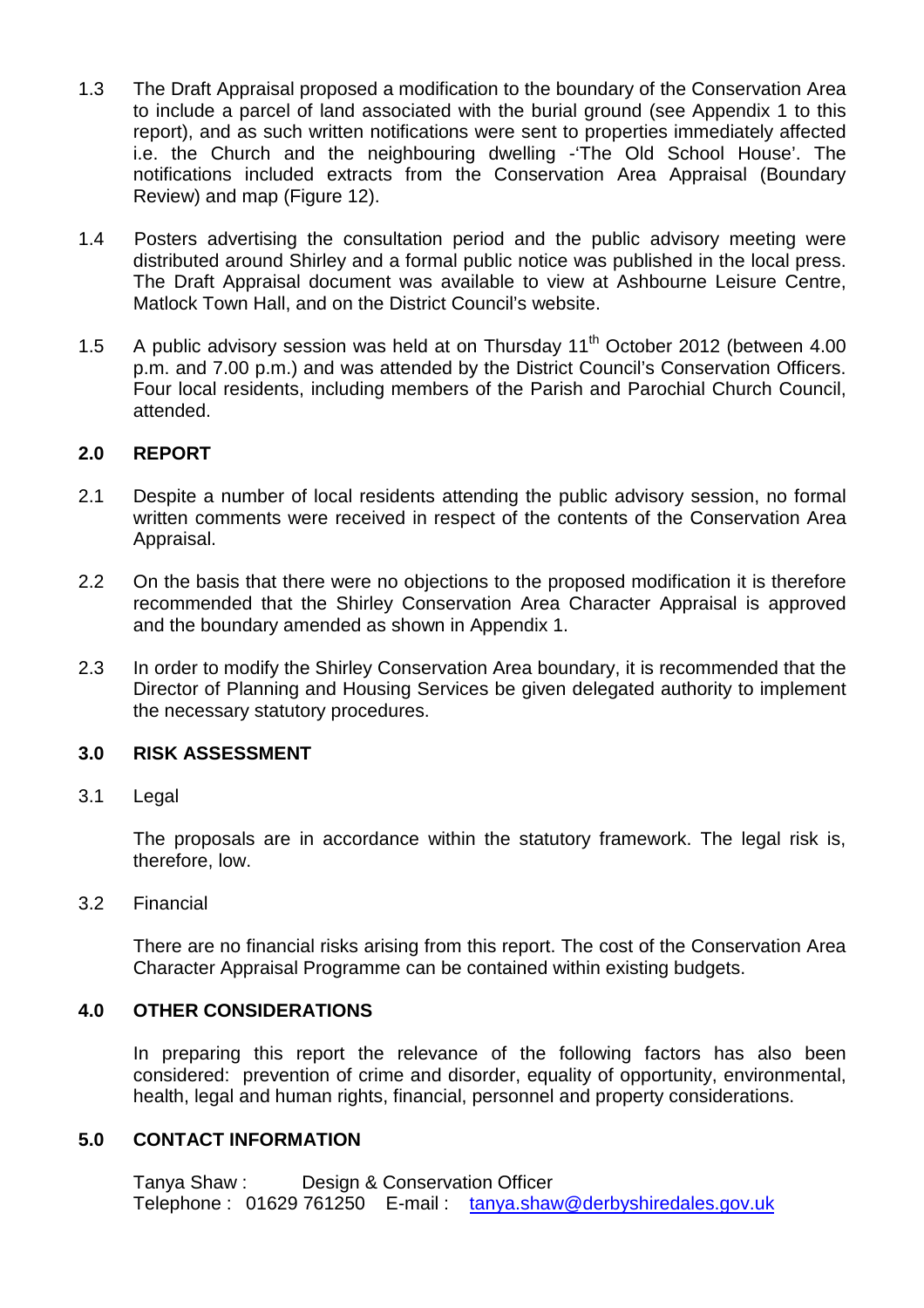1.3 The Draft Appraisal proposed a modification to the boundary of the Conservation Area to include a parcel of land associated with the burial ground (see Appendix 1 to this report), and as such written notifications were sent to properties immediately affected i.e. the Church and the neighbouring dwelling -'The Old School House'. The notifications included extracts from the Conservation Area Appraisal (Boundary Review) and map (Figure 12).

1.4 Posters advertising the consultation period and the public advisory meeting were distributed around Shirley and a formal public notice was published in the local press. The Draft Appraisal document was available to view at Ashbourne Leisure Centre, Matlock Town Hall, and on the District Council's website.

1.5 A public advisory session was held at on Thursday 11th October 2012 (between 4.00 p.m. and 7.00 p.m.) and was attended by the District Council's Conservation Officers. Four local residents, including members of the Parish and Parochial Church Council, attended.

## 2.0 REPORT

2.1 Despite a number of local residents attending the public advisory session, no formal written comments were received in respect of the contents of the Conservation Area Appraisal.

2.2 On the basis that there were no objections to the proposed modification it is therefore recommended that the Shirley Conservation Area Character Appraisal is approved and the boundary amended as shown in Appendix 1.

2.3 In order to modify the Shirley Conservation Area boundary, it is recommended that the Director of Planning and Housing Services be given delegated authority to implement the necessary statutory procedures.

## 3.0 RISK ASSESSMENT

3.1 Legal

The proposals are in accordance within the statutory framework. The legal risk is, therefore, low.

3.2 Financial

There are no financial risks arising from this report. The cost of the Conservation Area Character Appraisal Programme can be contained within existing budgets.

## 4.0 OTHER CONSIDERATIONS

In preparing this report the relevance of the following factors has also been considered: prevention of crime and disorder, equality of opportunity, environmental, health, legal and human rights, financial, personnel and property considerations.

## 5.0 CONTACT INFORMATION

Tanya Shaw : Design & Conservation Officer
Telephone : 01629 761250 E-mail : tanya.shaw@derbyshiredales.gov.uk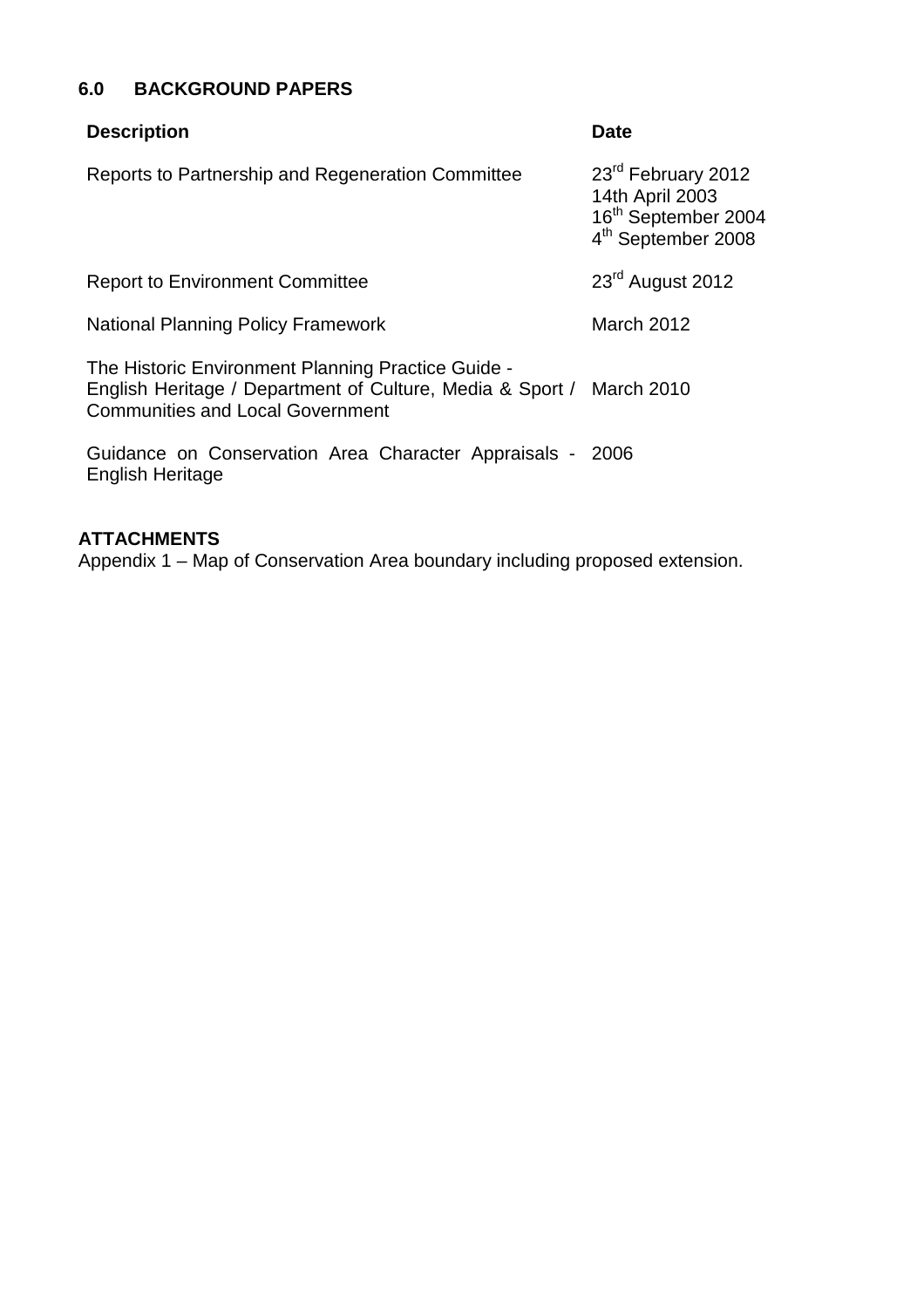## 6.0 BACKGROUND PAPERS

| Description | Date |
| --- | --- |
| Reports to Partnership and Regeneration Committee | 23rd February 2012<br>14th April 2003<br>16th September 2004<br>4th September 2008 |
| Report to Environment Committee | 23rd August 2012 |
| National Planning Policy Framework | March 2012 |
| The Historic Environment Planning Practice Guide - English Heritage / Department of Culture, Media & Sport / Communities and Local Government | March 2010 |
| Guidance on Conservation Area Character Appraisals - English Heritage | 2006 |

**ATTACHMENTS**

Appendix 1 – Map of Conservation Area boundary including proposed extension.